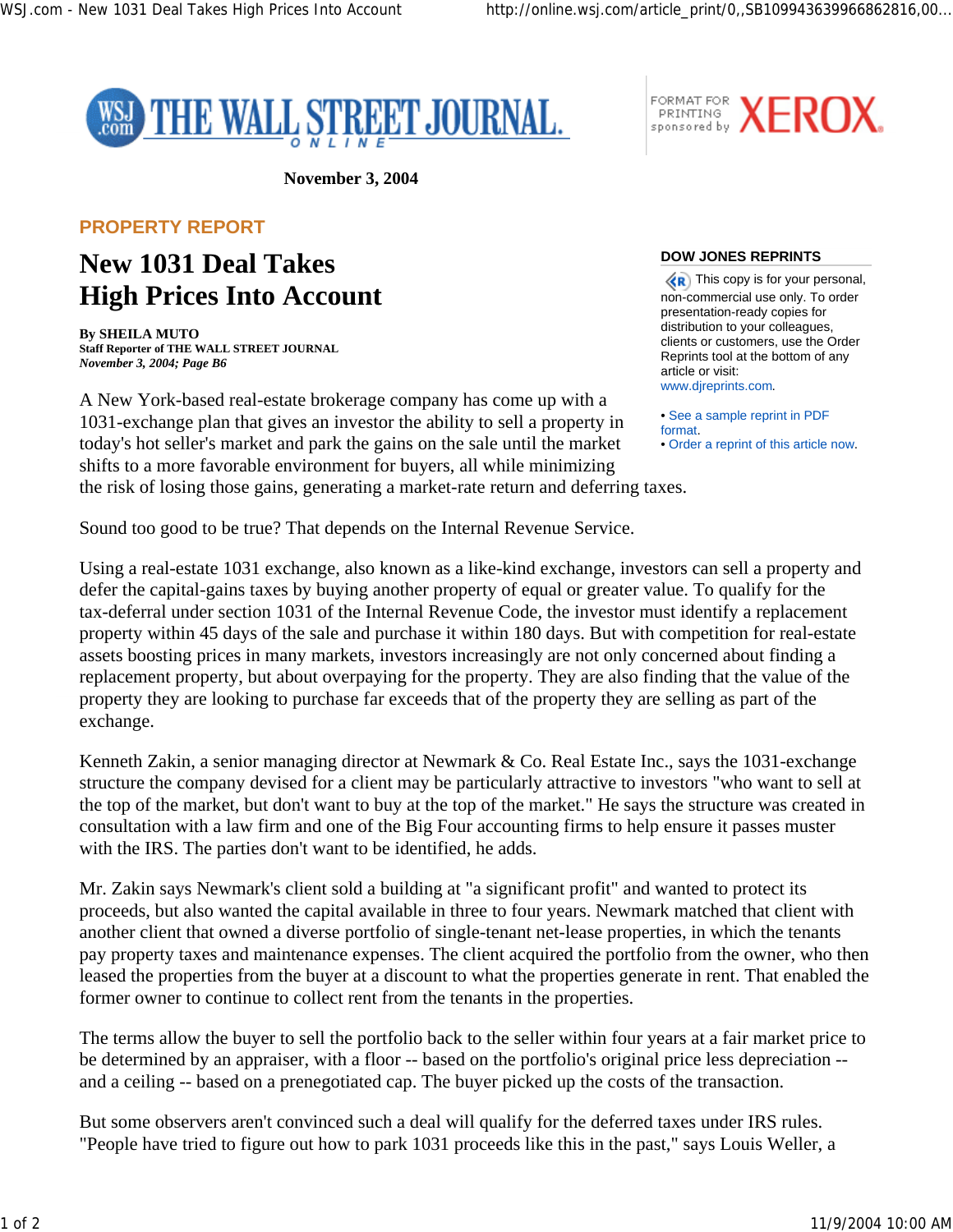November 3, 2004

PROPERTY REPORT

# New 1031 Deal Takes High Prices Into Account

**DOW JONES REPRINTS**

This copy is for your personal, non-commercial use only. To order presentation-ready copies for distribution to your colleagues, clients or customers, use the Order Reprints tool at the bottom of any article or visit: www.djreprints.com.

- See a sample reprint in PDF format.
- Order a reprint of this article now.

**By SHEILA MUTO**
**Staff Reporter of THE WALL STREET JOURNAL**
*November 3, 2004; Page B6*

A New York-based real-estate brokerage company has come up with a 1031-exchange plan that gives an investor the ability to sell a property in today's hot seller's market and park the gains on the sale until the market shifts to a more favorable environment for buyers, all while minimizing the risk of losing those gains, generating a market-rate return and deferring taxes.

Sound too good to be true? That depends on the Internal Revenue Service.

Using a real-estate 1031 exchange, also known as a like-kind exchange, investors can sell a property and defer the capital-gains taxes by buying another property of equal or greater value. To qualify for the tax-deferral under section 1031 of the Internal Revenue Code, the investor must identify a replacement property within 45 days of the sale and purchase it within 180 days. But with competition for real-estate assets boosting prices in many markets, investors increasingly are not only concerned about finding a replacement property, but about overpaying for the property. They are also finding that the value of the property they are looking to purchase far exceeds that of the property they are selling as part of the exchange.

Kenneth Zakin, a senior managing director at Newmark & Co. Real Estate Inc., says the 1031-exchange structure the company devised for a client may be particularly attractive to investors "who want to sell at the top of the market, but don't want to buy at the top of the market." He says the structure was created in consultation with a law firm and one of the Big Four accounting firms to help ensure it passes muster with the IRS. The parties don't want to be identified, he adds.

Mr. Zakin says Newmark's client sold a building at "a significant profit" and wanted to protect its proceeds, but also wanted the capital available in three to four years. Newmark matched that client with another client that owned a diverse portfolio of single-tenant net-lease properties, in which the tenants pay property taxes and maintenance expenses. The client acquired the portfolio from the owner, who then leased the properties from the buyer at a discount to what the properties generate in rent. That enabled the former owner to continue to collect rent from the tenants in the properties.

The terms allow the buyer to sell the portfolio back to the seller within four years at a fair market price to be determined by an appraiser, with a floor -- based on the portfolio's original price less depreciation -- and a ceiling -- based on a prenegotiated cap. The buyer picked up the costs of the transaction.

But some observers aren't convinced such a deal will qualify for the deferred taxes under IRS rules. "People have tried to figure out how to park 1031 proceeds like this in the past," says Louis Weller, a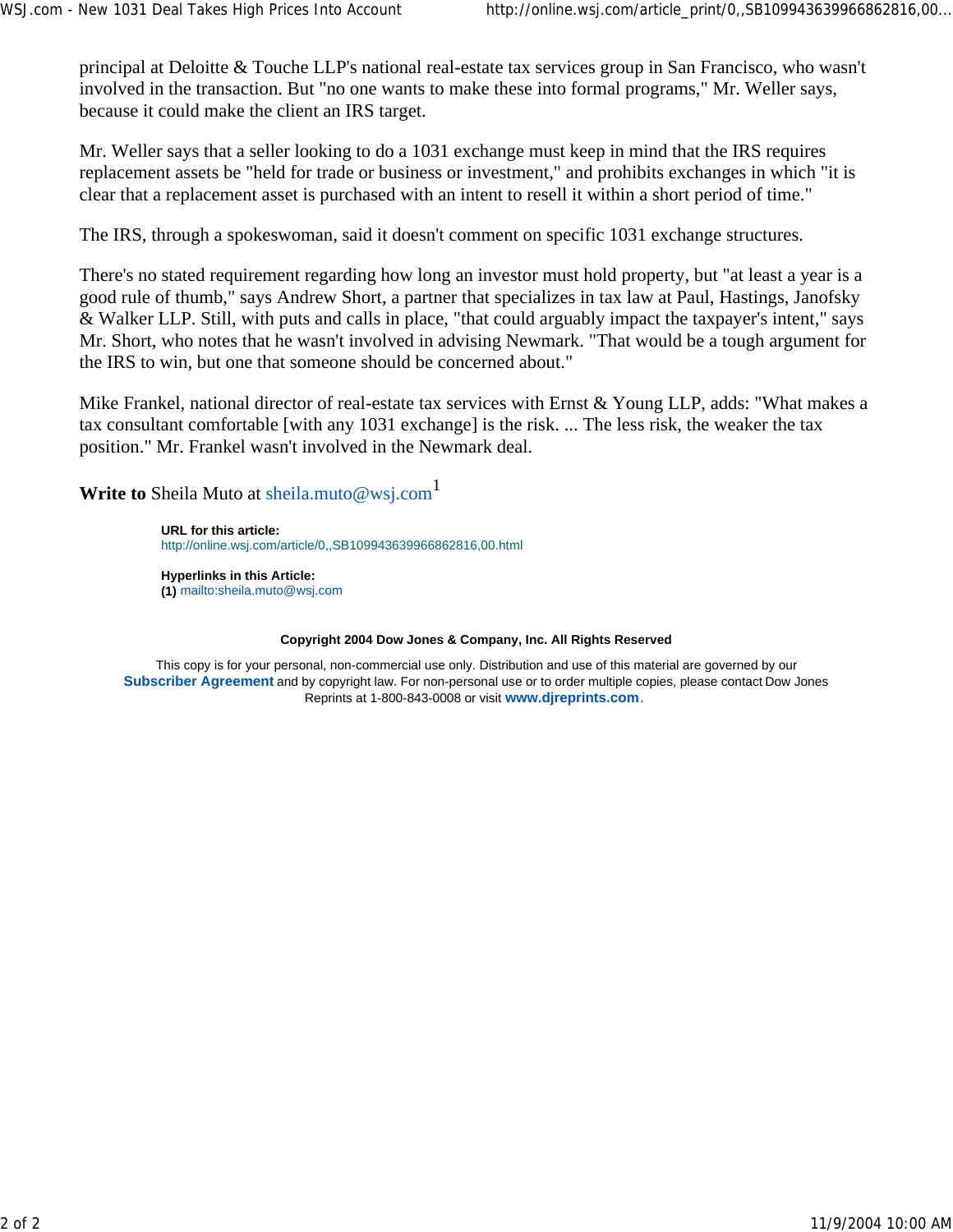principal at Deloitte & Touche LLP's national real-estate tax services group in San Francisco, who wasn't involved in the transaction. But "no one wants to make these into formal programs," Mr. Weller says, because it could make the client an IRS target.

Mr. Weller says that a seller looking to do a 1031 exchange must keep in mind that the IRS requires replacement assets be "held for trade or business or investment," and prohibits exchanges in which "it is clear that a replacement asset is purchased with an intent to resell it within a short period of time."

The IRS, through a spokeswoman, said it doesn't comment on specific 1031 exchange structures.

There's no stated requirement regarding how long an investor must hold property, but "at least a year is a good rule of thumb," says Andrew Short, a partner that specializes in tax law at Paul, Hastings, Janofsky & Walker LLP. Still, with puts and calls in place, "that could arguably impact the taxpayer's intent," says Mr. Short, who notes that he wasn't involved in advising Newmark. "That would be a tough argument for the IRS to win, but one that someone should be concerned about."

Mike Frankel, national director of real-estate tax services with Ernst & Young LLP, adds: "What makes a tax consultant comfortable [with any 1031 exchange] is the risk. ... The less risk, the weaker the tax position." Mr. Frankel wasn't involved in the Newmark deal.

**Write to** Sheila Muto at sheila.muto@wsj.com[1]

**URL for this article:**
http://online.wsj.com/article/0,,SB109943639966862816,00.html

**Hyperlinks in this Article:**
**(1)** mailto:sheila.muto@wsj.com

**Copyright 2004 Dow Jones & Company, Inc. All Rights Reserved**

This copy is for your personal, non-commercial use only. Distribution and use of this material are governed by our **Subscriber Agreement** and by copyright law. For non-personal use or to order multiple copies, please contact Dow Jones Reprints at 1-800-843-0008 or visit **www.djreprints.com**.